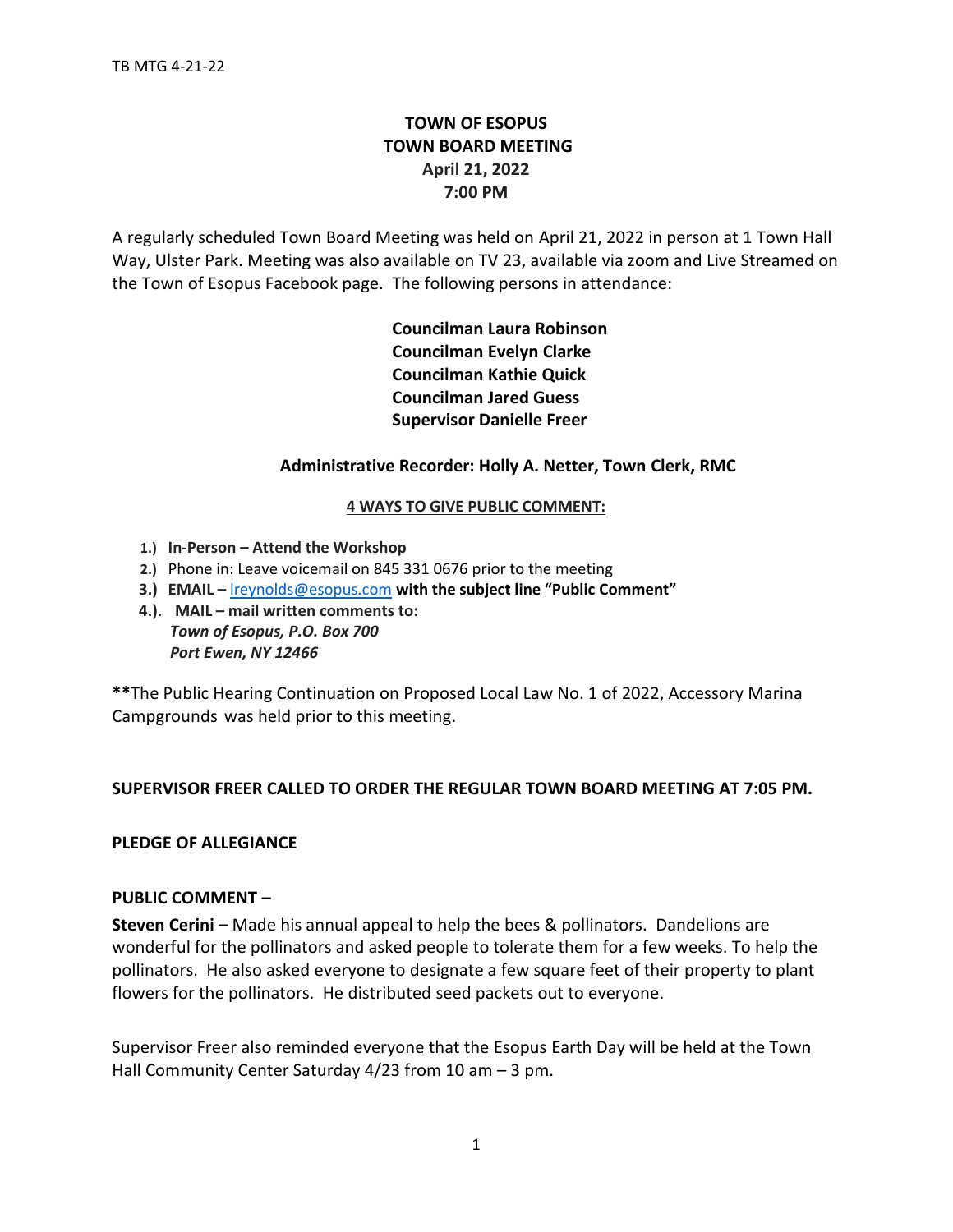# TOWN OF ESOPUS
## TOWN BOARD MEETING
### April 21, 2022
### 7:00 PM

A regularly scheduled Town Board Meeting was held on April 21, 2022 in person at 1 Town Hall Way, Ulster Park. Meeting was also available on TV 23, available via zoom and Live Streamed on the Town of Esopus Facebook page. The following persons in attendance:

**Councilman Laura Robinson**
**Councilman Evelyn Clarke**
**Councilman Kathie Quick**
**Councilman Jared Guess**
**Supervisor Danielle Freer**

**Administrative Recorder: Holly A. Netter, Town Clerk, RMC**

**4 WAYS TO GIVE PUBLIC COMMENT:**

1.) **In-Person – Attend the Workshop**
2.) Phone in: Leave voicemail on 845 331 0676 prior to the meeting
3.) **EMAIL –** lreynolds@esopus.com **with the subject line "Public Comment"**
4.). **MAIL – mail written comments to:**
*Town of Esopus, P.O. Box 700*
*Port Ewen, NY 12466*

**\*\***The Public Hearing Continuation on Proposed Local Law No. 1 of 2022, Accessory Marina Campgrounds was held prior to this meeting.

**SUPERVISOR FREER CALLED TO ORDER THE REGULAR TOWN BOARD MEETING AT 7:05 PM.**

**PLEDGE OF ALLEGIANCE**

**PUBLIC COMMENT –**

**Steven Cerini –** Made his annual appeal to help the bees & pollinators. Dandelions are wonderful for the pollinators and asked people to tolerate them for a few weeks. To help the pollinators. He also asked everyone to designate a few square feet of their property to plant flowers for the pollinators. He distributed seed packets out to everyone.

Supervisor Freer also reminded everyone that the Esopus Earth Day will be held at the Town Hall Community Center Saturday 4/23 from 10 am – 3 pm.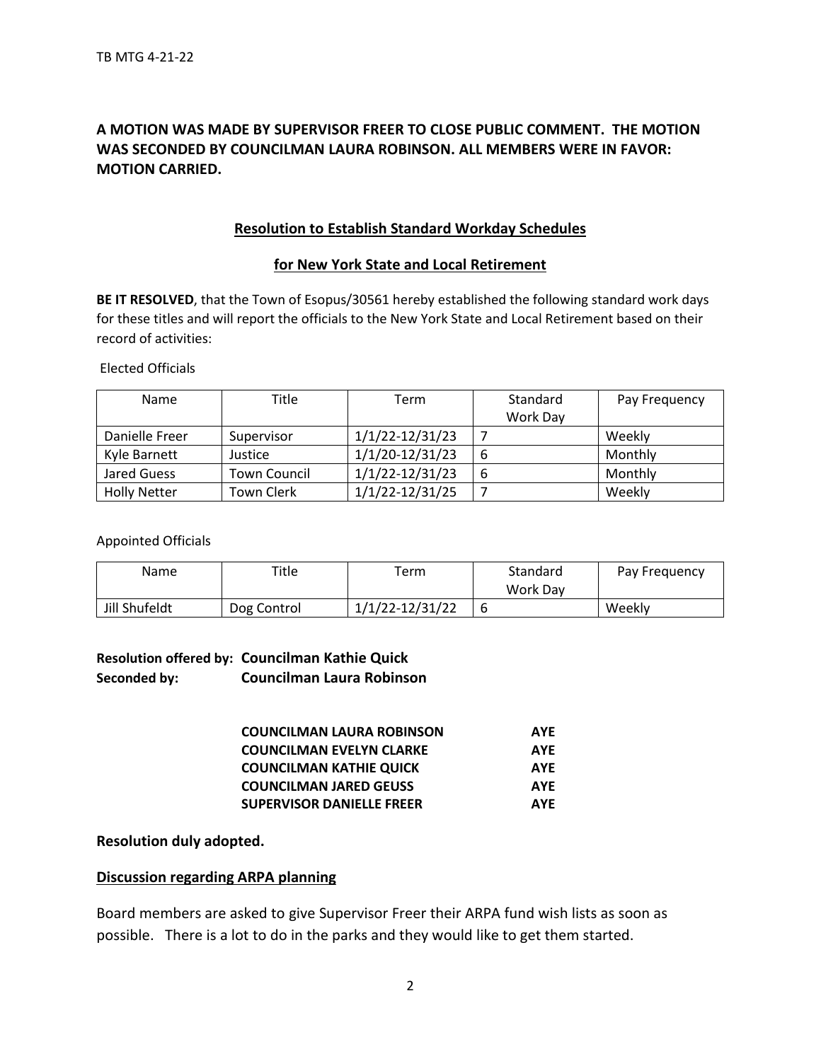**A MOTION WAS MADE BY SUPERVISOR FREER TO CLOSE PUBLIC COMMENT. THE MOTION WAS SECONDED BY COUNCILMAN LAURA ROBINSON. ALL MEMBERS WERE IN FAVOR: MOTION CARRIED.**

## Resolution to Establish Standard Workday Schedules

## for New York State and Local Retirement

**BE IT RESOLVED**, that the Town of Esopus/30561 hereby established the following standard work days for these titles and will report the officials to the New York State and Local Retirement based on their record of activities:

Elected Officials

| Name | Title | Term | Standard Work Day | Pay Frequency |
|---|---|---|---|---|
| Danielle Freer | Supervisor | 1/1/22-12/31/23 | 7 | Weekly |
| Kyle Barnett | Justice | 1/1/20-12/31/23 | 6 | Monthly |
| Jared Guess | Town Council | 1/1/22-12/31/23 | 6 | Monthly |
| Holly Netter | Town Clerk | 1/1/22-12/31/25 | 7 | Weekly |

Appointed Officials

| Name | Title | Term | Standard Work Day | Pay Frequency |
|---|---|---|---|---|
| Jill Shufeldt | Dog Control | 1/1/22-12/31/22 | 6 | Weekly |

**Resolution offered by: Councilman Kathie Quick**
**Seconded by: Councilman Laura Robinson**

| | |
|---|---|
| **COUNCILMAN LAURA ROBINSON** | **AYE** |
| **COUNCILMAN EVELYN CLARKE** | **AYE** |
| **COUNCILMAN KATHIE QUICK** | **AYE** |
| **COUNCILMAN JARED GEUSS** | **AYE** |
| **SUPERVISOR DANIELLE FREER** | **AYE** |

**Resolution duly adopted.**

## Discussion regarding ARPA planning

Board members are asked to give Supervisor Freer their ARPA fund wish lists as soon as possible. There is a lot to do in the parks and they would like to get them started.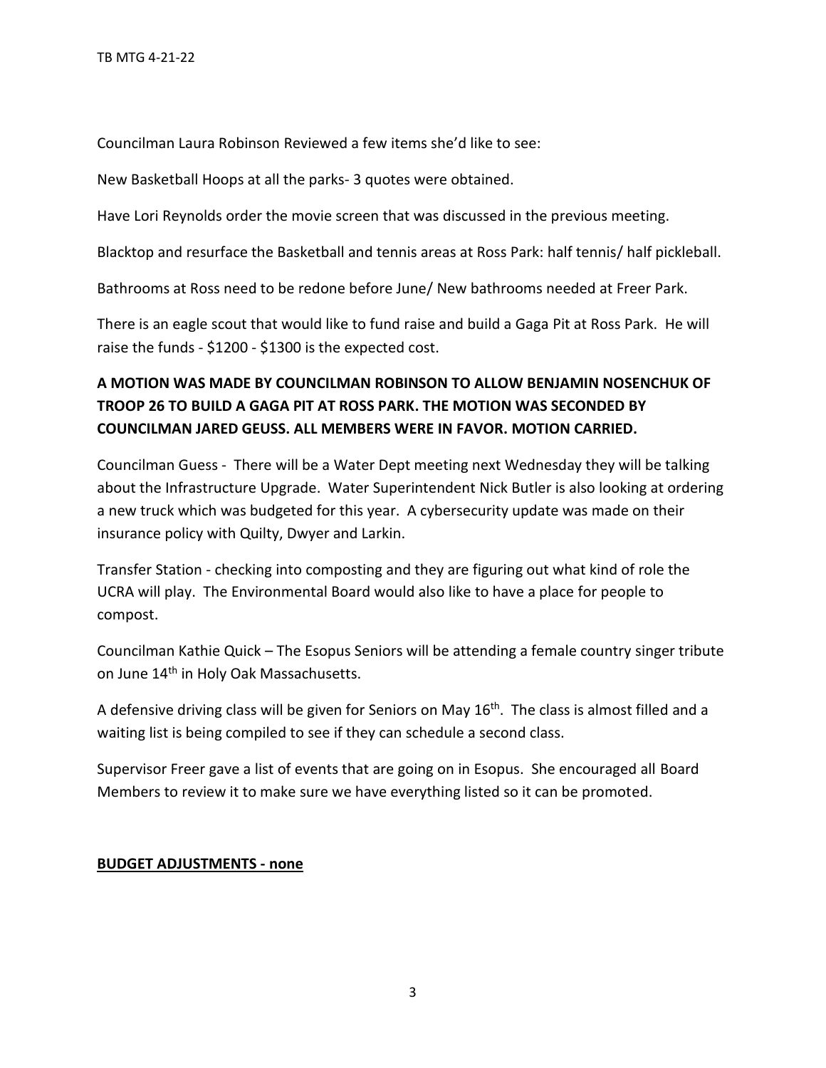Councilman Laura Robinson Reviewed a few items she'd like to see:

New Basketball Hoops at all the parks- 3 quotes were obtained.

Have Lori Reynolds order the movie screen that was discussed in the previous meeting.

Blacktop and resurface the Basketball and tennis areas at Ross Park: half tennis/ half pickleball.

Bathrooms at Ross need to be redone before June/ New bathrooms needed at Freer Park.

There is an eagle scout that would like to fund raise and build a Gaga Pit at Ross Park. He will raise the funds - $1200 - $1300 is the expected cost.

**A MOTION WAS MADE BY COUNCILMAN ROBINSON TO ALLOW BENJAMIN NOSENCHUK OF TROOP 26 TO BUILD A GAGA PIT AT ROSS PARK. THE MOTION WAS SECONDED BY COUNCILMAN JARED GEUSS. ALL MEMBERS WERE IN FAVOR. MOTION CARRIED.**

Councilman Guess - There will be a Water Dept meeting next Wednesday they will be talking about the Infrastructure Upgrade. Water Superintendent Nick Butler is also looking at ordering a new truck which was budgeted for this year. A cybersecurity update was made on their insurance policy with Quilty, Dwyer and Larkin.

Transfer Station - checking into composting and they are figuring out what kind of role the UCRA will play. The Environmental Board would also like to have a place for people to compost.

Councilman Kathie Quick – The Esopus Seniors will be attending a female country singer tribute on June 14th in Holy Oak Massachusetts.

A defensive driving class will be given for Seniors on May 16th. The class is almost filled and a waiting list is being compiled to see if they can schedule a second class.

Supervisor Freer gave a list of events that are going on in Esopus. She encouraged all Board Members to review it to make sure we have everything listed so it can be promoted.

**BUDGET ADJUSTMENTS - none**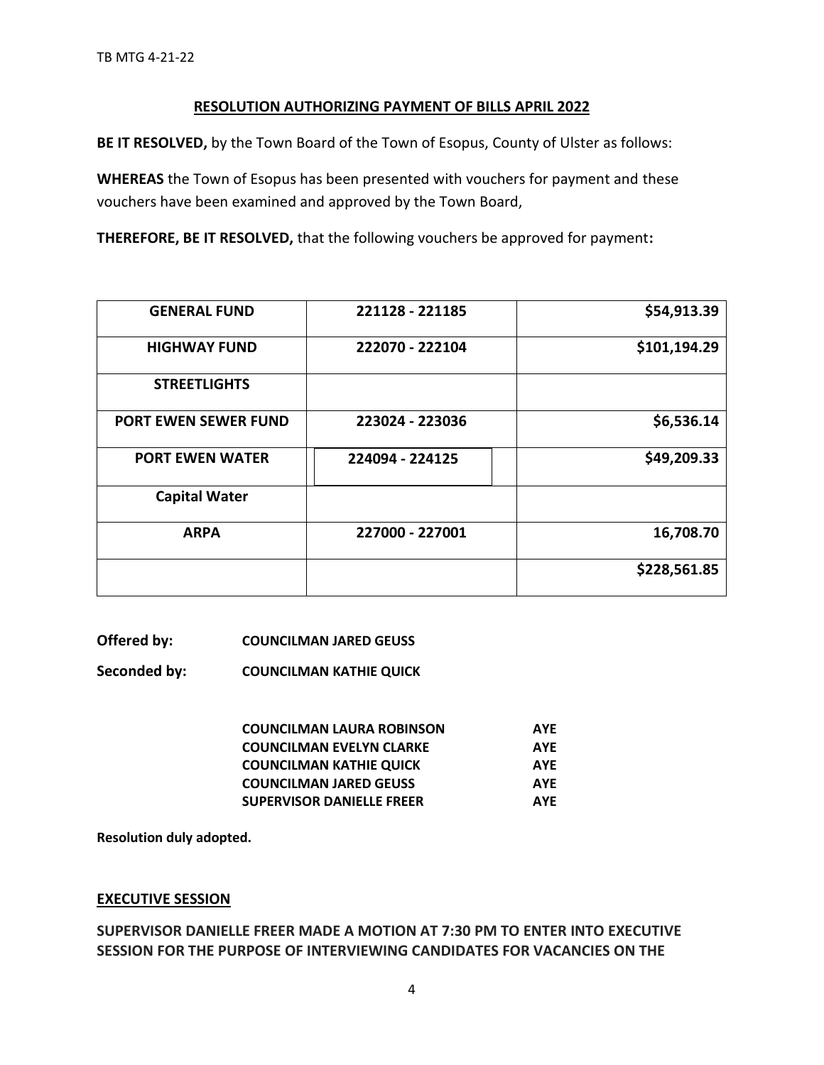## RESOLUTION AUTHORIZING PAYMENT OF BILLS APRIL 2022

**BE IT RESOLVED,** by the Town Board of the Town of Esopus, County of Ulster as follows:

**WHEREAS** the Town of Esopus has been presented with vouchers for payment and these vouchers have been examined and approved by the Town Board,

**THEREFORE, BE IT RESOLVED,** that the following vouchers be approved for payment**:**

| | | |
|---|---|---|
| **GENERAL FUND** | **221128 - 221185** | **$54,913.39** |
| **HIGHWAY FUND** | **222070 - 222104** | **$101,194.29** |
| **STREETLIGHTS** | | |
| **PORT EWEN SEWER FUND** | **223024 - 223036** | **$6,536.14** |
| **PORT EWEN WATER** | **224094 - 224125** | **$49,209.33** |
| **Capital Water** | | |
| **ARPA** | **227000 - 227001** | **16,708.70** |
| | | **$228,561.85** |

**Offered by:** **COUNCILMAN JARED GEUSS**

**Seconded by:** **COUNCILMAN KATHIE QUICK**

| | |
|---|---|
| **COUNCILMAN LAURA ROBINSON** | **AYE** |
| **COUNCILMAN EVELYN CLARKE** | **AYE** |
| **COUNCILMAN KATHIE QUICK** | **AYE** |
| **COUNCILMAN JARED GEUSS** | **AYE** |
| **SUPERVISOR DANIELLE FREER** | **AYE** |

**Resolution duly adopted.**

## EXECUTIVE SESSION

**SUPERVISOR DANIELLE FREER MADE A MOTION AT 7:30 PM TO ENTER INTO EXECUTIVE SESSION FOR THE PURPOSE OF INTERVIEWING CANDIDATES FOR VACANCIES ON THE**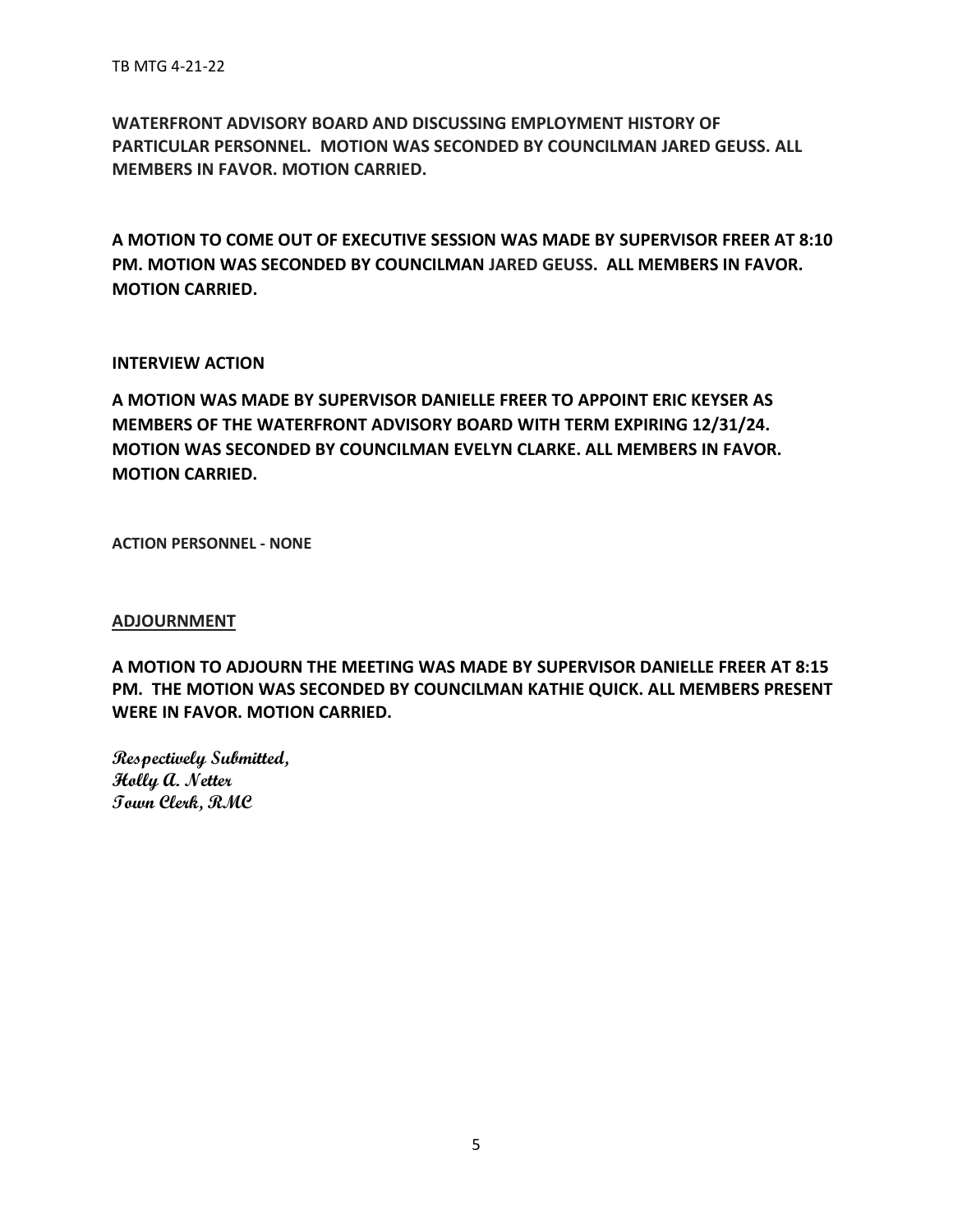**WATERFRONT ADVISORY BOARD AND DISCUSSING EMPLOYMENT HISTORY OF PARTICULAR PERSONNEL. MOTION WAS SECONDED BY COUNCILMAN JARED GEUSS. ALL MEMBERS IN FAVOR. MOTION CARRIED.**

**A MOTION TO COME OUT OF EXECUTIVE SESSION WAS MADE BY SUPERVISOR FREER AT 8:10 PM. MOTION WAS SECONDED BY COUNCILMAN JARED GEUSS. ALL MEMBERS IN FAVOR. MOTION CARRIED.**

**INTERVIEW ACTION**

**A MOTION WAS MADE BY SUPERVISOR DANIELLE FREER TO APPOINT ERIC KEYSER AS MEMBERS OF THE WATERFRONT ADVISORY BOARD WITH TERM EXPIRING 12/31/24. MOTION WAS SECONDED BY COUNCILMAN EVELYN CLARKE. ALL MEMBERS IN FAVOR. MOTION CARRIED.**

**ACTION PERSONNEL - NONE**

**ADJOURNMENT**

**A MOTION TO ADJOURN THE MEETING WAS MADE BY SUPERVISOR DANIELLE FREER AT 8:15 PM. THE MOTION WAS SECONDED BY COUNCILMAN KATHIE QUICK. ALL MEMBERS PRESENT WERE IN FAVOR. MOTION CARRIED.**

***Respectively Submitted,***
***Holly A. Netter***
***Town Clerk, RMC***